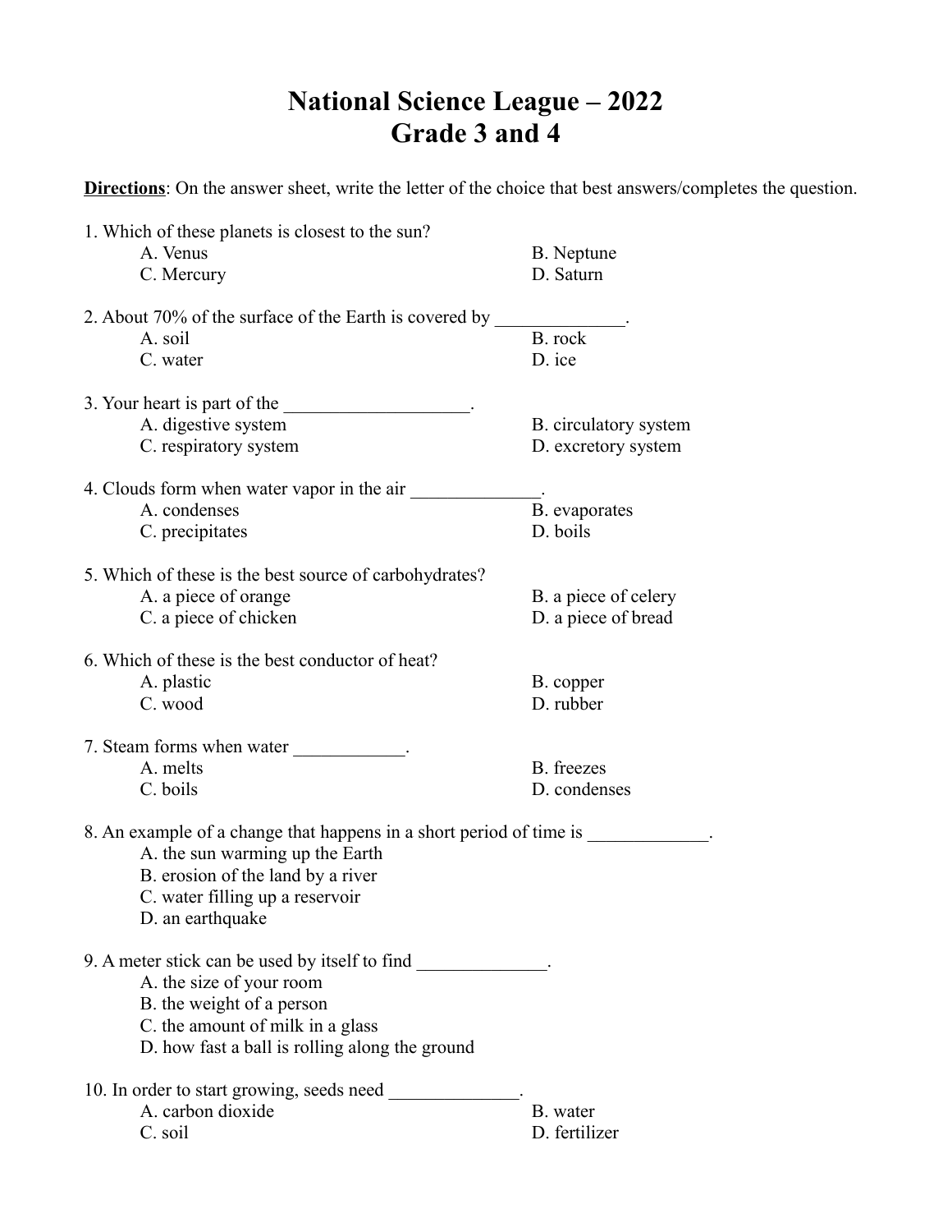# National Science League – 2022
# Grade 3 and 4

**Directions**: On the answer sheet, write the letter of the choice that best answers/completes the question.

1. Which of these planets is closest to the sun?
   - A. Venus
   - B. Neptune
   - C. Mercury
   - D. Saturn

2. About 70% of the surface of the Earth is covered by ______________.
   - A. soil
   - B. rock
   - C. water
   - D. ice

3. Your heart is part of the ____________________.
   - A. digestive system
   - B. circulatory system
   - C. respiratory system
   - D. excretory system

4. Clouds form when water vapor in the air ______________.
   - A. condenses
   - B. evaporates
   - C. precipitates
   - D. boils

5. Which of these is the best source of carbohydrates?
   - A. a piece of orange
   - B. a piece of celery
   - C. a piece of chicken
   - D. a piece of bread

6. Which of these is the best conductor of heat?
   - A. plastic
   - B. copper
   - C. wood
   - D. rubber

7. Steam forms when water ____________.
   - A. melts
   - B. freezes
   - C. boils
   - D. condenses

8. An example of a change that happens in a short period of time is _____________.
   - A. the sun warming up the Earth
   - B. erosion of the land by a river
   - C. water filling up a reservoir
   - D. an earthquake

9. A meter stick can be used by itself to find ______________.
   - A. the size of your room
   - B. the weight of a person
   - C. the amount of milk in a glass
   - D. how fast a ball is rolling along the ground

10. In order to start growing, seeds need ______________.
    - A. carbon dioxide
    - B. water
    - C. soil
    - D. fertilizer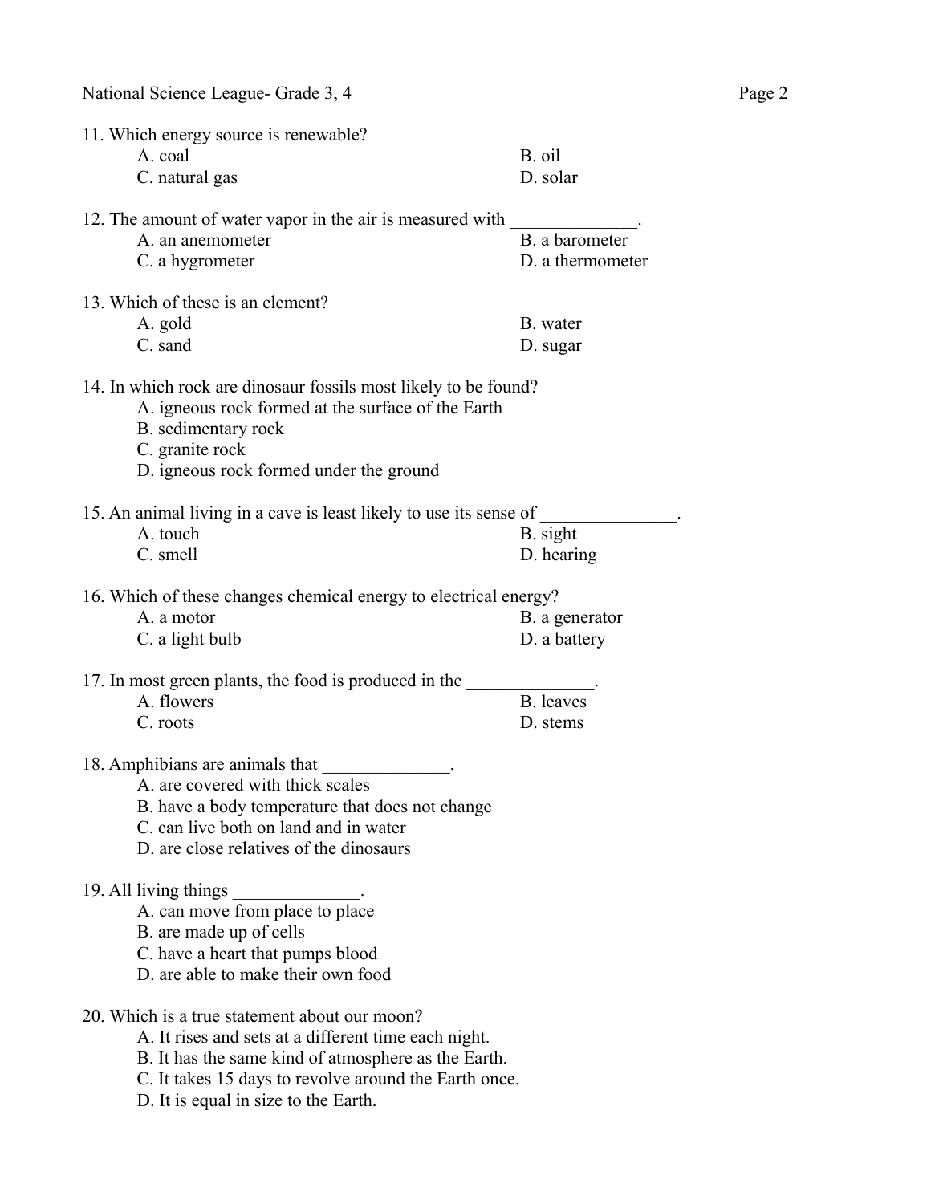11. Which energy source is renewable?
    - A. coal
    - B. oil
    - C. natural gas
    - D. solar

12. The amount of water vapor in the air is measured with ______________.
    - A. an anemometer
    - B. a barometer
    - C. a hygrometer
    - D. a thermometer

13. Which of these is an element?
    - A. gold
    - B. water
    - C. sand
    - D. sugar

14. In which rock are dinosaur fossils most likely to be found?
    - A. igneous rock formed at the surface of the Earth
    - B. sedimentary rock
    - C. granite rock
    - D. igneous rock formed under the ground

15. An animal living in a cave is least likely to use its sense of _______________.
    - A. touch
    - B. sight
    - C. smell
    - D. hearing

16. Which of these changes chemical energy to electrical energy?
    - A. a motor
    - B. a generator
    - C. a light bulb
    - D. a battery

17. In most green plants, the food is produced in the ______________.
    - A. flowers
    - B. leaves
    - C. roots
    - D. stems

18. Amphibians are animals that ______________.
    - A. are covered with thick scales
    - B. have a body temperature that does not change
    - C. can live both on land and in water
    - D. are close relatives of the dinosaurs

19. All living things ______________.
    - A. can move from place to place
    - B. are made up of cells
    - C. have a heart that pumps blood
    - D. are able to make their own food

20. Which is a true statement about our moon?
    - A. It rises and sets at a different time each night.
    - B. It has the same kind of atmosphere as the Earth.
    - C. It takes 15 days to revolve around the Earth once.
    - D. It is equal in size to the Earth.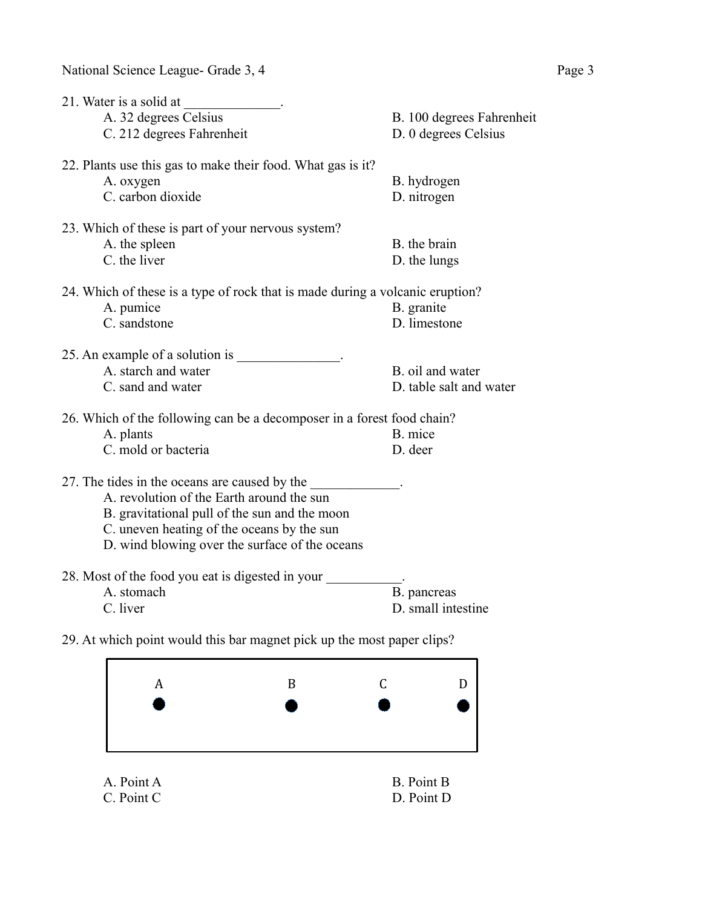21. Water is a solid at ______________.
    - A. 32 degrees Celsius
    - B. 100 degrees Fahrenheit
    - C. 212 degrees Fahrenheit
    - D. 0 degrees Celsius

22. Plants use this gas to make their food. What gas is it?
    - A. oxygen
    - B. hydrogen
    - C. carbon dioxide
    - D. nitrogen

23. Which of these is part of your nervous system?
    - A. the spleen
    - B. the brain
    - C. the liver
    - D. the lungs

24. Which of these is a type of rock that is made during a volcanic eruption?
    - A. pumice
    - B. granite
    - C. sandstone
    - D. limestone

25. An example of a solution is _______________.
    - A. starch and water
    - B. oil and water
    - C. sand and water
    - D. table salt and water

26. Which of the following can be a decomposer in a forest food chain?
    - A. plants
    - B. mice
    - C. mold or bacteria
    - D. deer

27. The tides in the oceans are caused by the _____________.
    - A. revolution of the Earth around the sun
    - B. gravitational pull of the sun and the moon
    - C. uneven heating of the oceans by the sun
    - D. wind blowing over the surface of the oceans

28. Most of the food you eat is digested in your ___________.
    - A. stomach
    - B. pancreas
    - C. liver
    - D. small intestine

29. At which point would this bar magnet pick up the most paper clips?

    A ● B ● C ● D ●

    - A. Point A
    - B. Point B
    - C. Point C
    - D. Point D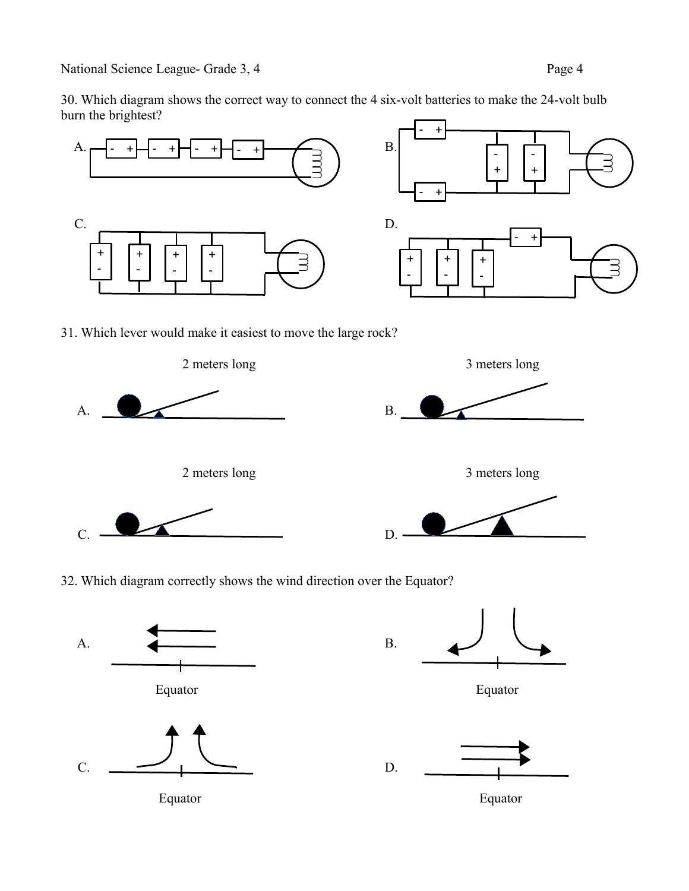30. Which diagram shows the correct way to connect the 4 six-volt batteries to make the 24-volt bulb burn the brightest?

A.

B.

C.

D.

31. Which lever would make it easiest to move the large rock?

A. 2 meters long

B. 3 meters long

C. 2 meters long

D. 3 meters long

32. Which diagram correctly shows the wind direction over the Equator?

A. Equator

B. Equator

C. Equator

D. Equator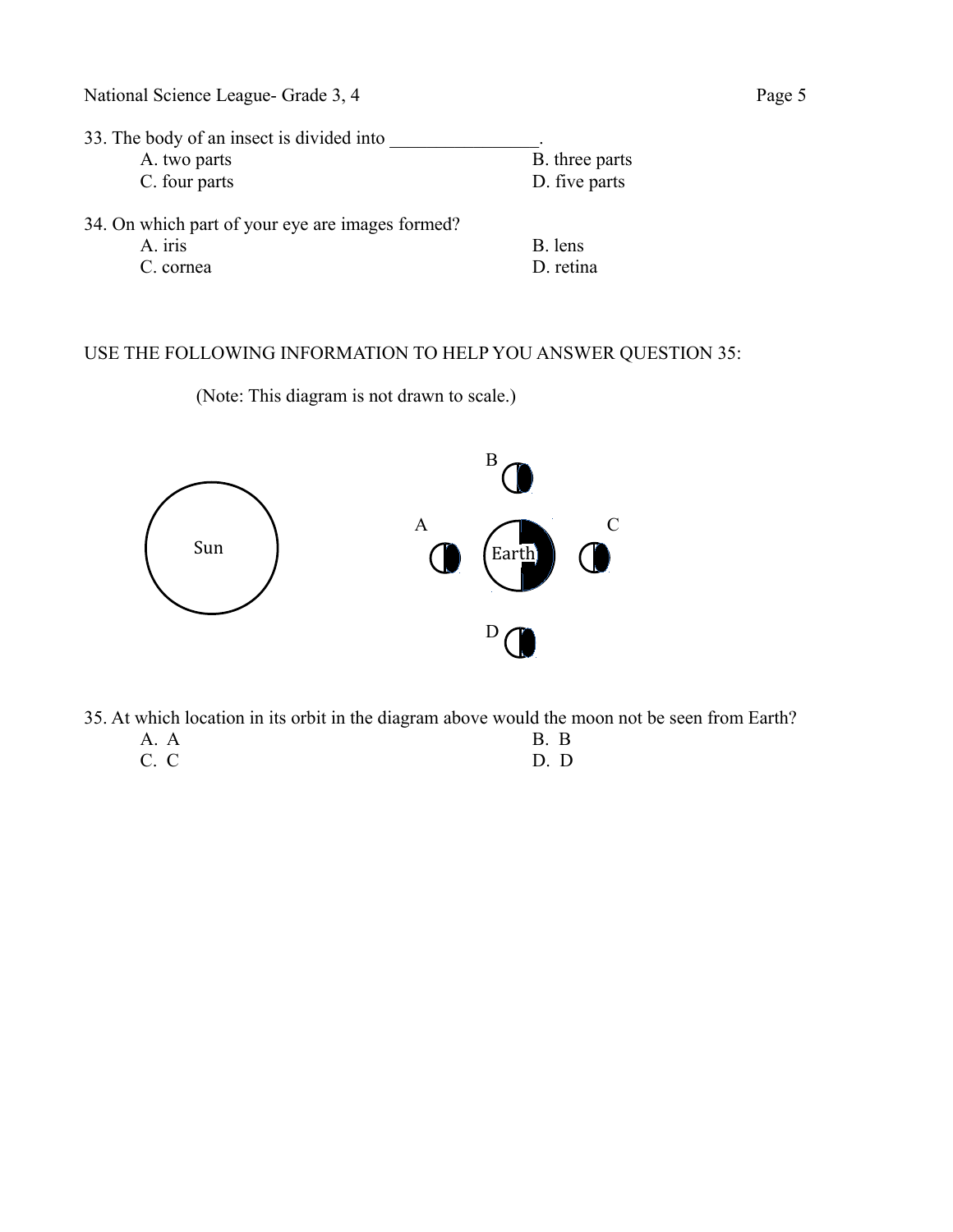33. The body of an insect is divided into ________________.

A. two parts
B. three parts
C. four parts
D. five parts

34. On which part of your eye are images formed?

A. iris
B. lens
C. cornea
D. retina

USE THE FOLLOWING INFORMATION TO HELP YOU ANSWER QUESTION 35:

(Note: This diagram is not drawn to scale.)

B

A

C

Sun

Earth

D

35. At which location in its orbit in the diagram above would the moon not be seen from Earth?

A. A
B. B
C. C
D. D